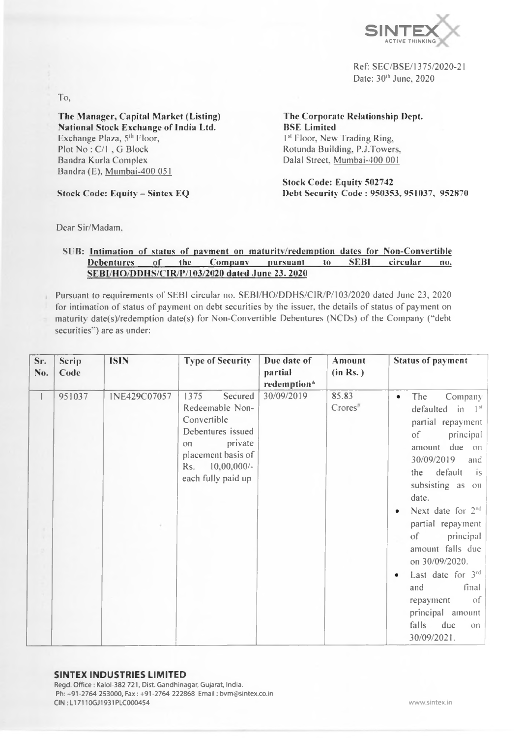Ref: SEC/BSE/1375/2020-21
Date: 30th June, 2020

To,

**The Manager, Capital Market (Listing)**
**National Stock Exchange of India Ltd.**
Exchange Plaza, 5th Floor,
Plot No : C/1 , G Block
Bandra Kurla Complex
Bandra (E), Mumbai-400 051

**Stock Code: Equity – Sintex EQ**

**The Corporate Relationship Dept.**
**BSE Limited**
1st Floor, New Trading Ring,
Rotunda Building, P.J.Towers,
Dalal Street, Mumbai-400 001

**Stock Code: Equity 502742**
**Debt Security Code : 950353, 951037, 952870**

Dear Sir/Madam,

**SUB: Intimation of status of payment on maturity/redemption dates for Non-Convertible Debentures of the Company pursuant to SEBI circular no. SEBI/HO/DDHS/CIR/P/103/2020 dated June 23, 2020**

Pursuant to requirements of SEBI circular no. SEBI/HO/DDHS/CIR/P/103/2020 dated June 23, 2020 for intimation of status of payment on debt securities by the issuer, the details of status of payment on maturity date(s)/redemption date(s) for Non-Convertible Debentures (NCDs) of the Company ("debt securities") are as under:

| Sr. No. | Scrip Code | ISIN | Type of Security | Due date of partial redemption* | Amount (in Rs.) | Status of payment |
|---|---|---|---|---|---|---|
| 1 | 951037 | INE429C07057 | 1375 Secured Redeemable Non-Convertible Debentures issued on private placement basis of Rs. 10,00,000/- each fully paid up | 30/09/2019 | 85.83 Crores# | • The Company defaulted in 1st partial repayment of principal amount due on 30/09/2019 and the default is subsisting as on date. • Next date for 2nd partial repayment of principal amount falls due on 30/09/2020. • Last date for 3rd and final repayment of principal amount falls due on 30/09/2021. |

**SINTEX INDUSTRIES LIMITED**
Regd. Office : Kalol-382 721, Dist. Gandhinagar, Gujarat, India.
Ph: +91-2764-253000, Fax : +91-2764-222868 Email : bvm@sintex.co.in
CIN : L17110GJ1931PLC000454
www.sintex.in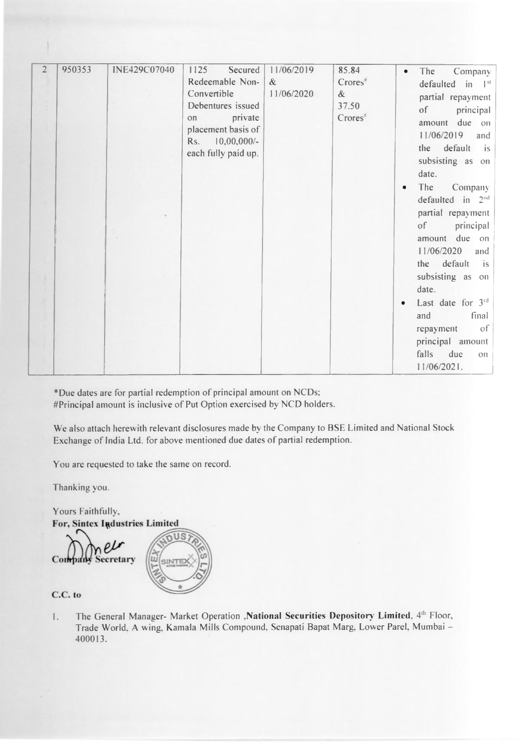| 2 | 950353 | INE429C07040 | 1125 Secured Redeemable Non-Convertible Debentures issued on private placement basis of Rs. 10,00,000/- each fully paid up. | 11/06/2019 & 11/06/2020 | 85.84 Crores# & 37.50 Crores# | • The Company defaulted in 1st partial repayment of principal amount due on 11/06/2019 and the default is subsisting as on date.<br>• The Company defaulted in 2nd partial repayment of principal amount due on 11/06/2020 and the default is subsisting as on date.<br>• Last date for 3rd and final repayment of principal amount falls due on 11/06/2021. |
|---|---|---|---|---|---|---|

*Due dates are for partial redemption of principal amount on NCDs;
#Principal amount is inclusive of Put Option exercised by NCD holders.

We also attach herewith relevant disclosures made by the Company to BSE Limited and National Stock Exchange of India Ltd. for above mentioned due dates of partial redemption.

You are requested to take the same on record.

Thanking you.

Yours Faithfully,
**For, Sintex Industries Limited**

Company Secretary

**C.C. to**

1. The General Manager- Market Operation ,**National Securities Depository Limited**, 4th Floor, Trade World, A wing, Kamala Mills Compound, Senapati Bapat Marg, Lower Parel, Mumbai – 400013.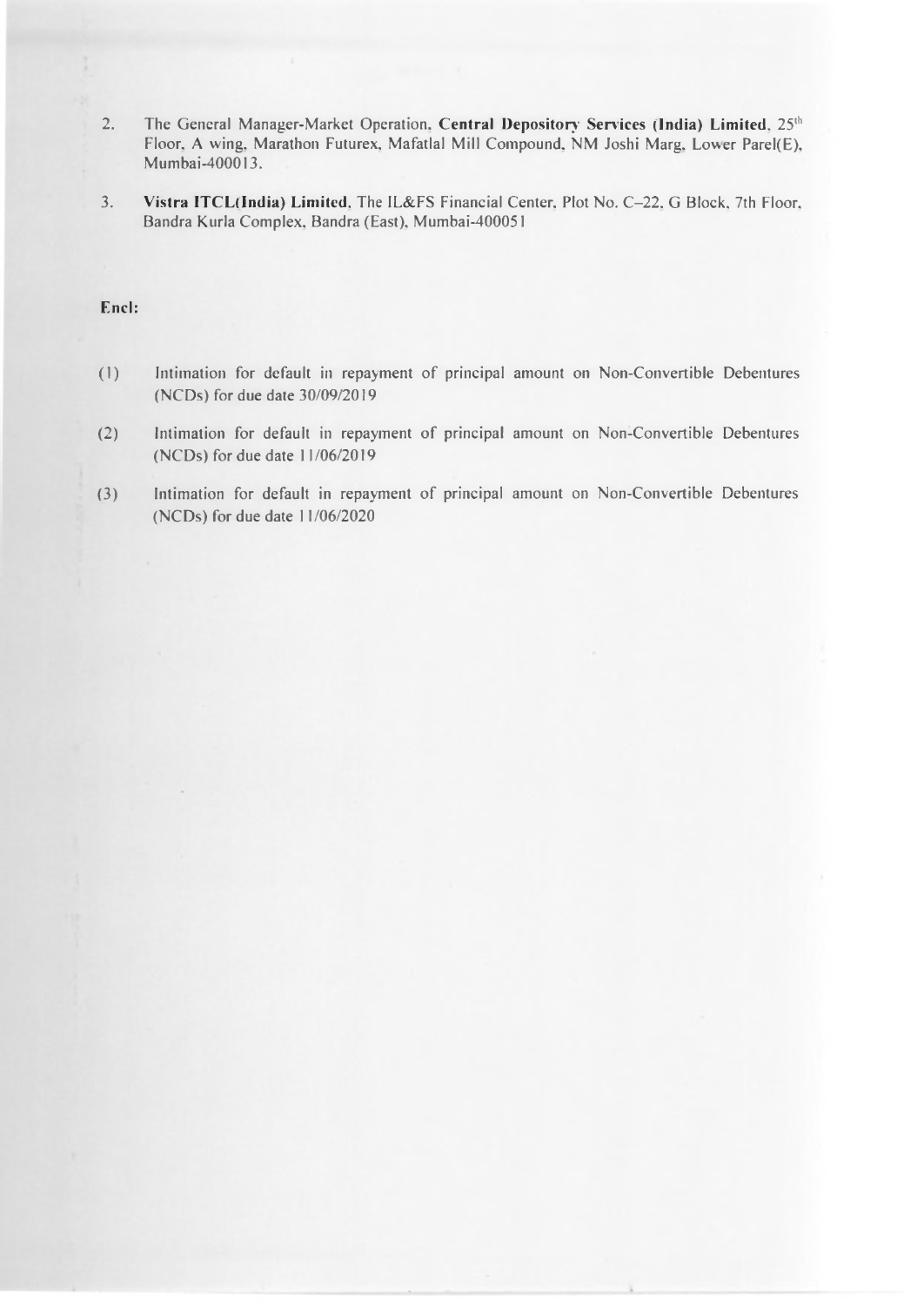2. The General Manager-Market Operation, **Central Depository Services (India) Limited**, 25th Floor, A wing, Marathon Futurex, Mafatlal Mill Compound, NM Joshi Marg, Lower Parel(E), Mumbai-400013.

3. **Vistra ITCL(India) Limited**, The IL&FS Financial Center, Plot No. C–22, G Block, 7th Floor, Bandra Kurla Complex, Bandra (East), Mumbai-400051

**Encl:**

(1) Intimation for default in repayment of principal amount on Non-Convertible Debentures (NCDs) for due date 30/09/2019

(2) Intimation for default in repayment of principal amount on Non-Convertible Debentures (NCDs) for due date 11/06/2019

(3) Intimation for default in repayment of principal amount on Non-Convertible Debentures (NCDs) for due date 11/06/2020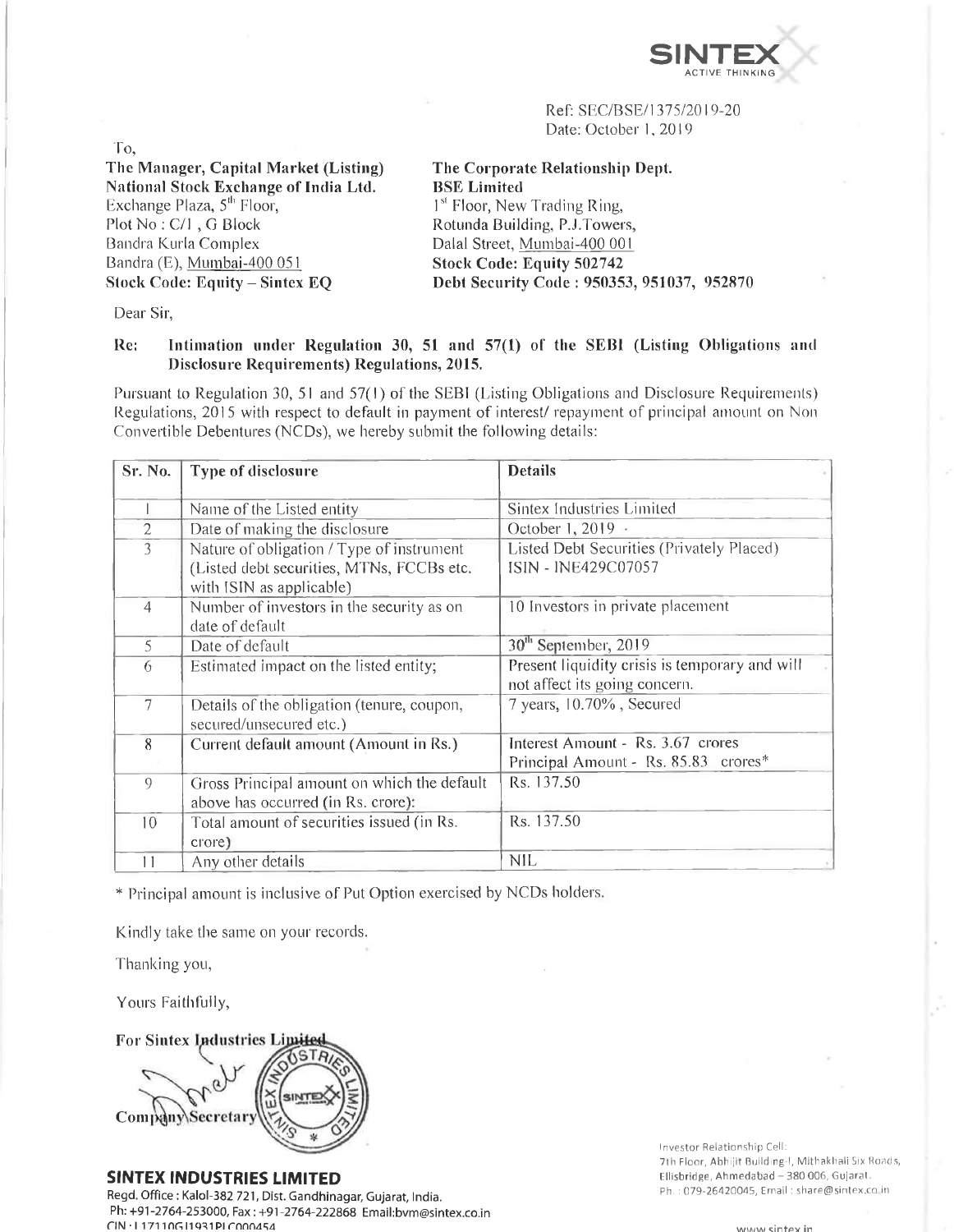SINTEX
ACTIVE THINKING

Ref: SEC/BSE/1375/2019-20
Date: October 1, 2019

To,

**The Manager, Capital Market (Listing)**
**National Stock Exchange of India Ltd.**
Exchange Plaza, 5th Floor,
Plot No : C/1 , G Block
Bandra Kurla Complex
Bandra (E), Mumbai-400 051
**Stock Code: Equity – Sintex EQ**

**The Corporate Relationship Dept.**
**BSE Limited**
1st Floor, New Trading Ring,
Rotunda Building, P.J.Towers,
Dalal Street, Mumbai-400 001
**Stock Code: Equity 502742**
**Debt Security Code : 950353, 951037, 952870**

Dear Sir,

**Re: Intimation under Regulation 30, 51 and 57(1) of the SEBI (Listing Obligations and Disclosure Requirements) Regulations, 2015.**

Pursuant to Regulation 30, 51 and 57(1) of the SEBI (Listing Obligations and Disclosure Requirements) Regulations, 2015 with respect to default in payment of interest/ repayment of principal amount on Non Convertible Debentures (NCDs), we hereby submit the following details:

| Sr. No. | Type of disclosure | Details |
|---|---|---|
| 1 | Name of the Listed entity | Sintex Industries Limited |
| 2 | Date of making the disclosure | October 1, 2019 |
| 3 | Nature of obligation / Type of instrument (Listed debt securities, MTNs, FCCBs etc. with ISIN as applicable) | Listed Debt Securities (Privately Placed) ISIN - INE429C07057 |
| 4 | Number of investors in the security as on date of default | 10 Investors in private placement |
| 5 | Date of default | 30th September, 2019 |
| 6 | Estimated impact on the listed entity; | Present liquidity crisis is temporary and will not affect its going concern. |
| 7 | Details of the obligation (tenure, coupon, secured/unsecured etc.) | 7 years, 10.70% , Secured |
| 8 | Current default amount (Amount in Rs.) | Interest Amount - Rs. 3.67 crores<br>Principal Amount - Rs. 85.83 crores* |
| 9 | Gross Principal amount on which the default above has occurred (in Rs. crore): | Rs. 137.50 |
| 10 | Total amount of securities issued (in Rs. crore) | Rs. 137.50 |
| 11 | Any other details | NIL |

* Principal amount is inclusive of Put Option exercised by NCDs holders.

Kindly take the same on your records.

Thanking you,

Yours Faithfully,

**For Sintex Industries Limited**

Company Secretary

**SINTEX INDUSTRIES LIMITED**
Regd. Office : Kalol-382 721, Dist. Gandhinagar, Gujarat, India.
Ph: +91-2764-253000, Fax : +91-2764-222868 Email:bvm@sintex.co.in
CIN : L17110GJ1931PLC000454

Investor Relationship Cell:
7th Floor, Abhijit Building-I, Mithakhali Six Roads,
Ellisbridge, Ahmedabad – 380 006, Gujarat.
Ph. : 079-26420045, Email : share@sintex.co.in

www.sintex.in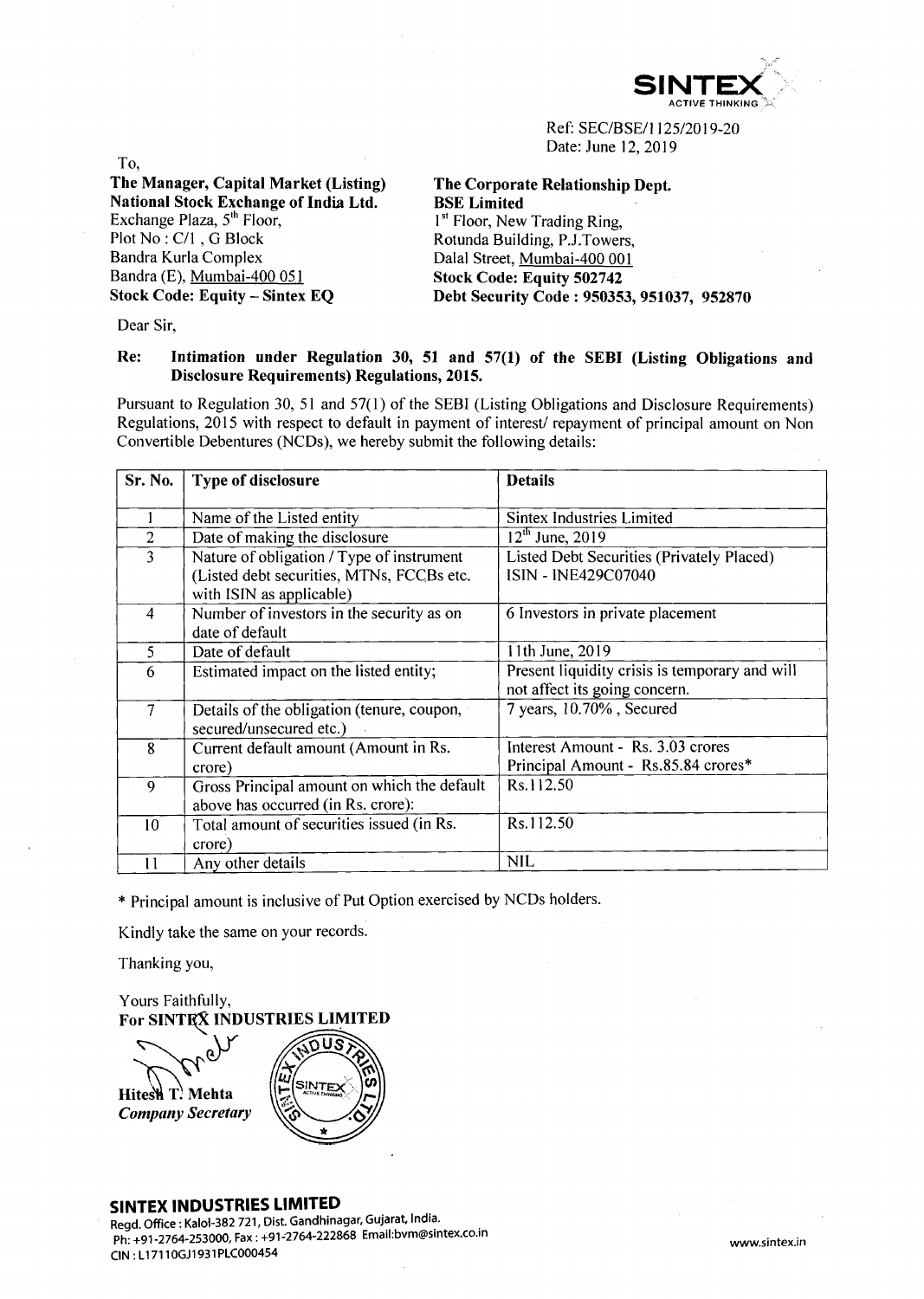SINTEX
ACTIVE THINKING

Ref: SEC/BSE/1125/2019-20
Date: June 12, 2019

To,

**The Manager, Capital Market (Listing)**
**National Stock Exchange of India Ltd.**
Exchange Plaza, 5th Floor,
Plot No : C/1 , G Block
Bandra Kurla Complex
Bandra (E), Mumbai-400 051
**Stock Code: Equity – Sintex EQ**

**The Corporate Relationship Dept.**
**BSE Limited**
1st Floor, New Trading Ring,
Rotunda Building, P.J.Towers,
Dalal Street, Mumbai-400 001
**Stock Code: Equity 502742**
**Debt Security Code : 950353, 951037, 952870**

Dear Sir,

**Re: Intimation under Regulation 30, 51 and 57(1) of the SEBI (Listing Obligations and Disclosure Requirements) Regulations, 2015.**

Pursuant to Regulation 30, 51 and 57(1) of the SEBI (Listing Obligations and Disclosure Requirements) Regulations, 2015 with respect to default in payment of interest/ repayment of principal amount on Non Convertible Debentures (NCDs), we hereby submit the following details:

| Sr. No. | Type of disclosure | Details |
|---|---|---|
| 1 | Name of the Listed entity | Sintex Industries Limited |
| 2 | Date of making the disclosure | 12th June, 2019 |
| 3 | Nature of obligation / Type of instrument (Listed debt securities, MTNs, FCCBs etc. with ISIN as applicable) | Listed Debt Securities (Privately Placed) ISIN - INE429C07040 |
| 4 | Number of investors in the security as on date of default | 6 Investors in private placement |
| 5 | Date of default | 11th June, 2019 |
| 6 | Estimated impact on the listed entity; | Present liquidity crisis is temporary and will not affect its going concern. |
| 7 | Details of the obligation (tenure, coupon, secured/unsecured etc.) | 7 years, 10.70% , Secured |
| 8 | Current default amount (Amount in Rs. crore) | Interest Amount - Rs. 3.03 crores<br>Principal Amount - Rs.85.84 crores* |
| 9 | Gross Principal amount on which the default above has occurred (in Rs. crore): | Rs.112.50 |
| 10 | Total amount of securities issued (in Rs. crore) | Rs.112.50 |
| 11 | Any other details | NIL |

* Principal amount is inclusive of Put Option exercised by NCDs holders.

Kindly take the same on your records.

Thanking you,

Yours Faithfully,
**For SINTEX INDUSTRIES LIMITED**

**Hitesh T. Mehta**
***Company Secretary***

**SINTEX INDUSTRIES LIMITED**
Regd. Office : Kalol-382 721, Dist. Gandhinagar, Gujarat, India.
Ph: +91-2764-253000, Fax : +91-2764-222868 Email:bvm@sintex.co.in
CIN : L17110GJ1931PLC000454

www.sintex.in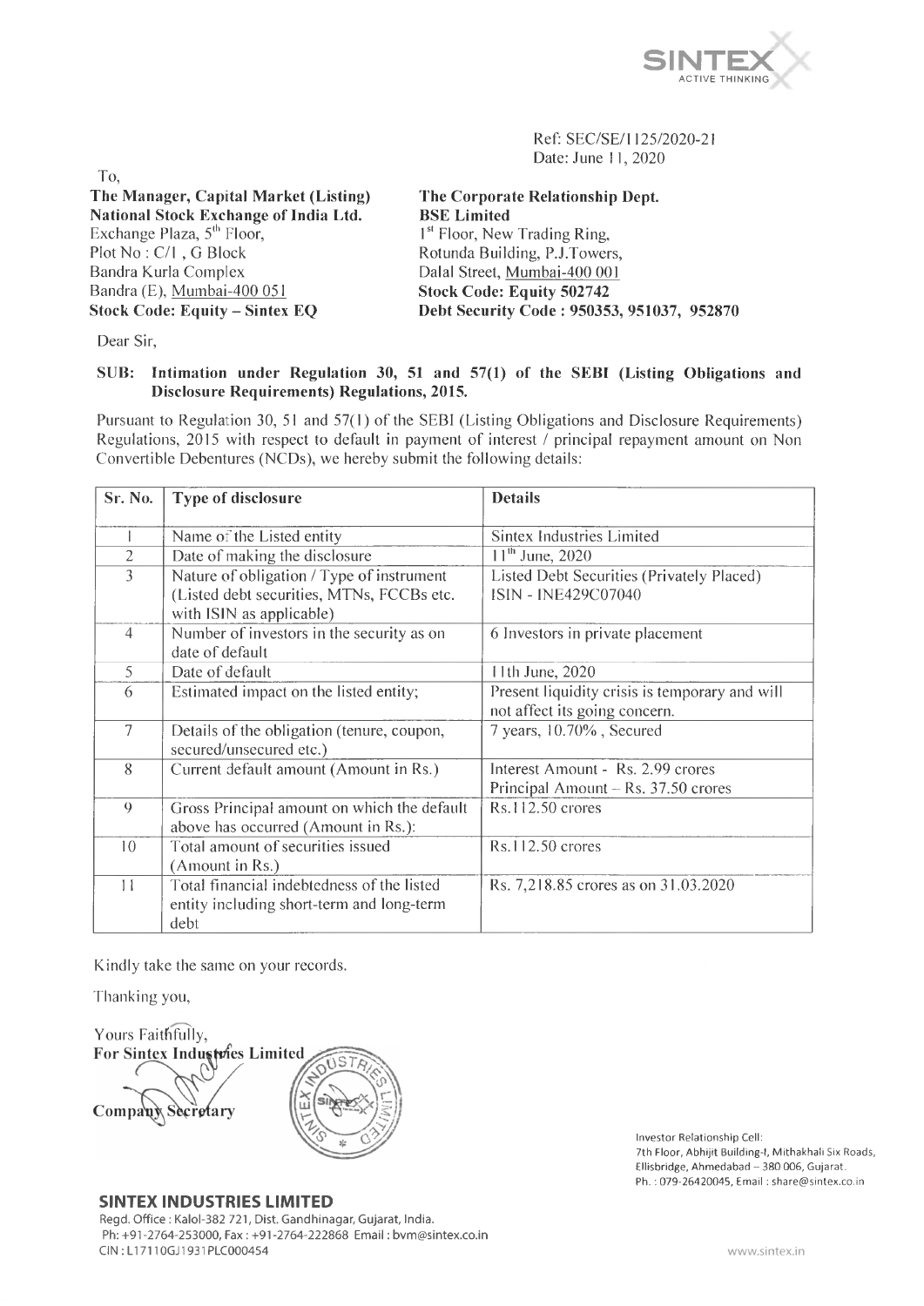Ref: SEC/SE/1125/2020-21
Date: June 11, 2020

To,

**The Manager, Capital Market (Listing)**
**National Stock Exchange of India Ltd.**
Exchange Plaza, 5th Floor,
Plot No : C/1 , G Block
Bandra Kurla Complex
Bandra (E), Mumbai-400 051
**Stock Code: Equity – Sintex EQ**

**The Corporate Relationship Dept.**
**BSE Limited**
1st Floor, New Trading Ring,
Rotunda Building, P.J.Towers,
Dalal Street, Mumbai-400 001
**Stock Code: Equity 502742**
**Debt Security Code : 950353, 951037, 952870**

Dear Sir,

**SUB: Intimation under Regulation 30, 51 and 57(1) of the SEBI (Listing Obligations and Disclosure Requirements) Regulations, 2015.**

Pursuant to Regulation 30, 51 and 57(1) of the SEBI (Listing Obligations and Disclosure Requirements) Regulations, 2015 with respect to default in payment of interest / principal repayment amount on Non Convertible Debentures (NCDs), we hereby submit the following details:

| Sr. No. | Type of disclosure | Details |
|---|---|---|
| 1 | Name of the Listed entity | Sintex Industries Limited |
| 2 | Date of making the disclosure | 11th June, 2020 |
| 3 | Nature of obligation / Type of instrument (Listed debt securities, MTNs, FCCBs etc. with ISIN as applicable) | Listed Debt Securities (Privately Placed) ISIN - INE429C07040 |
| 4 | Number of investors in the security as on date of default | 6 Investors in private placement |
| 5 | Date of default | 11th June, 2020 |
| 6 | Estimated impact on the listed entity; | Present liquidity crisis is temporary and will not affect its going concern. |
| 7 | Details of the obligation (tenure, coupon, secured/unsecured etc.) | 7 years, 10.70% , Secured |
| 8 | Current default amount (Amount in Rs.) | Interest Amount - Rs. 2.99 crores Principal Amount – Rs. 37.50 crores |
| 9 | Gross Principal amount on which the default above has occurred (Amount in Rs.): | Rs.112.50 crores |
| 10 | Total amount of securities issued (Amount in Rs.) | Rs.112.50 crores |
| 11 | Total financial indebtedness of the listed entity including short-term and long-term debt | Rs. 7,218.85 crores as on 31.03.2020 |

Kindly take the same on your records.

Thanking you,

Yours Faithfully,
**For Sintex Industries Limited**

**Company Secretary**

**SINTEX INDUSTRIES LIMITED**
Regd. Office : Kalol-382 721, Dist. Gandhinagar, Gujarat, India.
Ph: +91-2764-253000, Fax : +91-2764-222868 Email : bvm@sintex.co.in
CIN : L17110GJ1931PLC000454

Investor Relationship Cell:
7th Floor, Abhijit Building-I, Mithakhali Six Roads,
Ellisbridge, Ahmedabad – 380 006, Gujarat.
Ph. : 079-26420045, Email : share@sintex.co.in

www.sintex.in